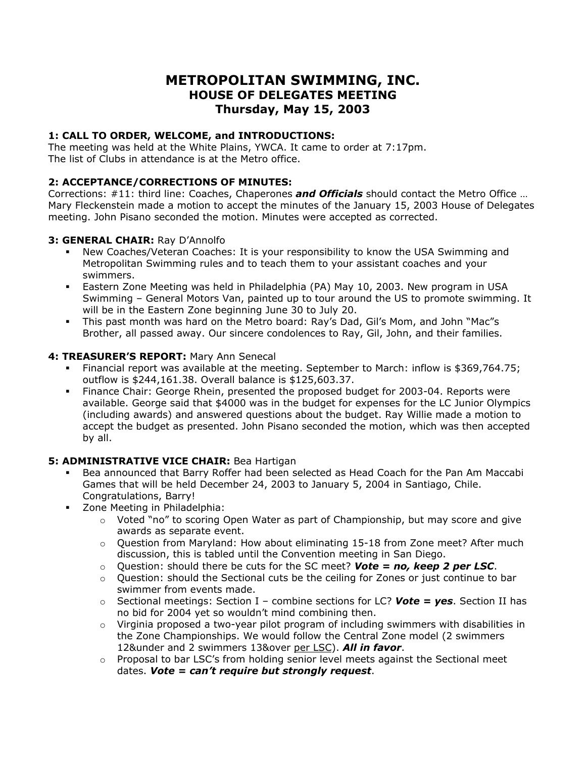# METROPOLITAN SWIMMING, INC.
## HOUSE OF DELEGATES MEETING
## Thursday, May 15, 2003

### 1: CALL TO ORDER, WELCOME, and INTRODUCTIONS:

The meeting was held at the White Plains, YWCA. It came to order at 7:17pm.
The list of Clubs in attendance is at the Metro office.

### 2: ACCEPTANCE/CORRECTIONS OF MINUTES:

Corrections: #11: third line: Coaches, Chaperones ***and Officials*** should contact the Metro Office …
Mary Fleckenstein made a motion to accept the minutes of the January 15, 2003 House of Delegates meeting. John Pisano seconded the motion. Minutes were accepted as corrected.

### 3: GENERAL CHAIR: Ray D'Annolfo

- New Coaches/Veteran Coaches: It is your responsibility to know the USA Swimming and Metropolitan Swimming rules and to teach them to your assistant coaches and your swimmers.
- Eastern Zone Meeting was held in Philadelphia (PA) May 10, 2003. New program in USA Swimming – General Motors Van, painted up to tour around the US to promote swimming. It will be in the Eastern Zone beginning June 30 to July 20.
- This past month was hard on the Metro board: Ray's Dad, Gil's Mom, and John "Mac"s Brother, all passed away. Our sincere condolences to Ray, Gil, John, and their families.

### 4: TREASURER'S REPORT: Mary Ann Senecal

- Financial report was available at the meeting. September to March: inflow is $369,764.75; outflow is $244,161.38. Overall balance is $125,603.37.
- Finance Chair: George Rhein, presented the proposed budget for 2003-04. Reports were available. George said that $4000 was in the budget for expenses for the LC Junior Olympics (including awards) and answered questions about the budget. Ray Willie made a motion to accept the budget as presented. John Pisano seconded the motion, which was then accepted by all.

### 5: ADMINISTRATIVE VICE CHAIR: Bea Hartigan

- Bea announced that Barry Roffer had been selected as Head Coach for the Pan Am Maccabi Games that will be held December 24, 2003 to January 5, 2004 in Santiago, Chile. Congratulations, Barry!
- Zone Meeting in Philadelphia:
  - Voted "no" to scoring Open Water as part of Championship, but may score and give awards as separate event.
  - Question from Maryland: How about eliminating 15-18 from Zone meet? After much discussion, this is tabled until the Convention meeting in San Diego.
  - Question: should there be cuts for the SC meet? ***Vote = no, keep 2 per LSC***.
  - Question: should the Sectional cuts be the ceiling for Zones or just continue to bar swimmer from events made.
  - Sectional meetings: Section I – combine sections for LC? ***Vote = yes***. Section II has no bid for 2004 yet so wouldn't mind combining then.
  - Virginia proposed a two-year pilot program of including swimmers with disabilities in the Zone Championships. We would follow the Central Zone model (2 swimmers 12&under and 2 swimmers 13&over per LSC). ***All in favor***.
  - Proposal to bar LSC's from holding senior level meets against the Sectional meet dates. ***Vote = can't require but strongly request***.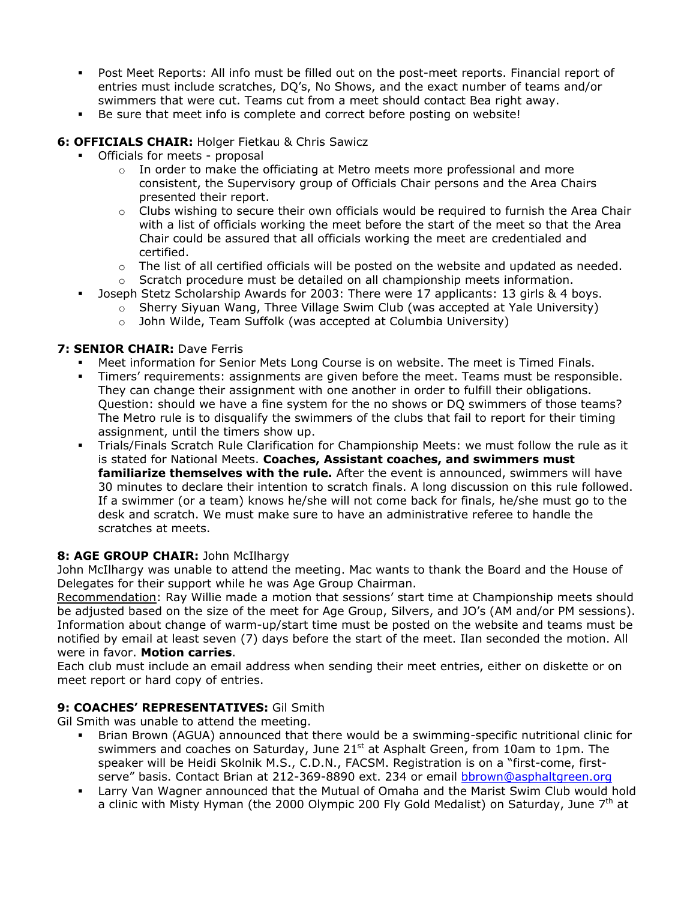- Post Meet Reports: All info must be filled out on the post-meet reports. Financial report of entries must include scratches, DQ's, No Shows, and the exact number of teams and/or swimmers that were cut. Teams cut from a meet should contact Bea right away.
- Be sure that meet info is complete and correct before posting on website!

**6: OFFICIALS CHAIR:** Holger Fietkau & Chris Sawicz

- Officials for meets - proposal
    - In order to make the officiating at Metro meets more professional and more consistent, the Supervisory group of Officials Chair persons and the Area Chairs presented their report.
    - Clubs wishing to secure their own officials would be required to furnish the Area Chair with a list of officials working the meet before the start of the meet so that the Area Chair could be assured that all officials working the meet are credentialed and certified.
    - The list of all certified officials will be posted on the website and updated as needed.
    - Scratch procedure must be detailed on all championship meets information.
- Joseph Stetz Scholarship Awards for 2003: There were 17 applicants: 13 girls & 4 boys.
    - Sherry Siyuan Wang, Three Village Swim Club (was accepted at Yale University)
    - John Wilde, Team Suffolk (was accepted at Columbia University)

**7: SENIOR CHAIR:** Dave Ferris

- Meet information for Senior Mets Long Course is on website. The meet is Timed Finals.
- Timers' requirements: assignments are given before the meet. Teams must be responsible. They can change their assignment with one another in order to fulfill their obligations. Question: should we have a fine system for the no shows or DQ swimmers of those teams? The Metro rule is to disqualify the swimmers of the clubs that fail to report for their timing assignment, until the timers show up.
- Trials/Finals Scratch Rule Clarification for Championship Meets: we must follow the rule as it is stated for National Meets. **Coaches, Assistant coaches, and swimmers must familiarize themselves with the rule.** After the event is announced, swimmers will have 30 minutes to declare their intention to scratch finals. A long discussion on this rule followed. If a swimmer (or a team) knows he/she will not come back for finals, he/she must go to the desk and scratch. We must make sure to have an administrative referee to handle the scratches at meets.

**8: AGE GROUP CHAIR:** John McIlhargy

John McIlhargy was unable to attend the meeting. Mac wants to thank the Board and the House of Delegates for their support while he was Age Group Chairman.

Recommendation: Ray Willie made a motion that sessions' start time at Championship meets should be adjusted based on the size of the meet for Age Group, Silvers, and JO's (AM and/or PM sessions). Information about change of warm-up/start time must be posted on the website and teams must be notified by email at least seven (7) days before the start of the meet. Ilan seconded the motion. All were in favor. **Motion carries**.

Each club must include an email address when sending their meet entries, either on diskette or on meet report or hard copy of entries.

**9: COACHES' REPRESENTATIVES:** Gil Smith

Gil Smith was unable to attend the meeting.

- Brian Brown (AGUA) announced that there would be a swimming-specific nutritional clinic for swimmers and coaches on Saturday, June 21st at Asphalt Green, from 10am to 1pm. The speaker will be Heidi Skolnik M.S., C.D.N., FACSM. Registration is on a "first-come, first-serve" basis. Contact Brian at 212-369-8890 ext. 234 or email bbrown@asphaltgreen.org
- Larry Van Wagner announced that the Mutual of Omaha and the Marist Swim Club would hold a clinic with Misty Hyman (the 2000 Olympic 200 Fly Gold Medalist) on Saturday, June 7th at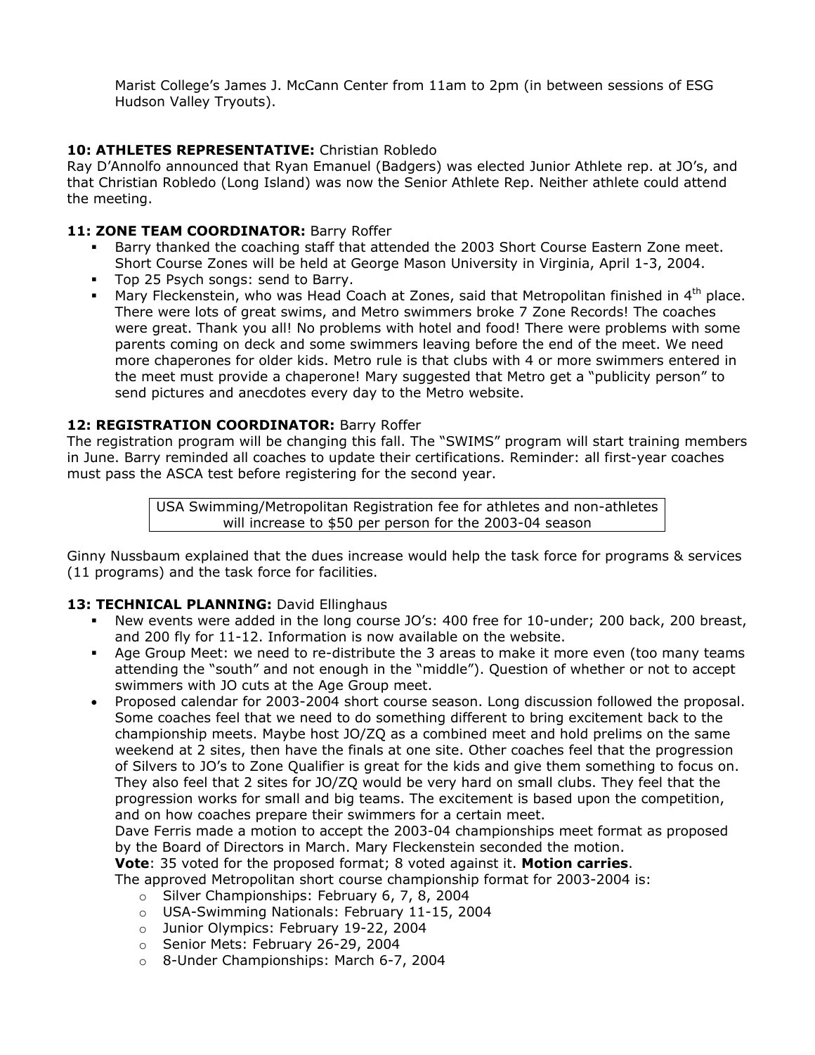Marist College's James J. McCann Center from 11am to 2pm (in between sessions of ESG Hudson Valley Tryouts).

**10: ATHLETES REPRESENTATIVE:** Christian Robledo
Ray D'Annolfo announced that Ryan Emanuel (Badgers) was elected Junior Athlete rep. at JO's, and that Christian Robledo (Long Island) was now the Senior Athlete Rep. Neither athlete could attend the meeting.

**11: ZONE TEAM COORDINATOR:** Barry Roffer

- Barry thanked the coaching staff that attended the 2003 Short Course Eastern Zone meet. Short Course Zones will be held at George Mason University in Virginia, April 1-3, 2004.
- Top 25 Psych songs: send to Barry.
- Mary Fleckenstein, who was Head Coach at Zones, said that Metropolitan finished in 4th place. There were lots of great swims, and Metro swimmers broke 7 Zone Records! The coaches were great. Thank you all! No problems with hotel and food! There were problems with some parents coming on deck and some swimmers leaving before the end of the meet. We need more chaperones for older kids. Metro rule is that clubs with 4 or more swimmers entered in the meet must provide a chaperone! Mary suggested that Metro get a "publicity person" to send pictures and anecdotes every day to the Metro website.

**12: REGISTRATION COORDINATOR:** Barry Roffer
The registration program will be changing this fall. The "SWIMS" program will start training members in June. Barry reminded all coaches to update their certifications. Reminder: all first-year coaches must pass the ASCA test before registering for the second year.

USA Swimming/Metropolitan Registration fee for athletes and non-athletes will increase to $50 per person for the 2003-04 season

Ginny Nussbaum explained that the dues increase would help the task force for programs & services (11 programs) and the task force for facilities.

**13: TECHNICAL PLANNING:** David Ellinghaus

- New events were added in the long course JO's: 400 free for 10-under; 200 back, 200 breast, and 200 fly for 11-12. Information is now available on the website.
- Age Group Meet: we need to re-distribute the 3 areas to make it more even (too many teams attending the "south" and not enough in the "middle"). Question of whether or not to accept swimmers with JO cuts at the Age Group meet.
- Proposed calendar for 2003-2004 short course season. Long discussion followed the proposal. Some coaches feel that we need to do something different to bring excitement back to the championship meets. Maybe host JO/ZQ as a combined meet and hold prelims on the same weekend at 2 sites, then have the finals at one site. Other coaches feel that the progression of Silvers to JO's to Zone Qualifier is great for the kids and give them something to focus on. They also feel that 2 sites for JO/ZQ would be very hard on small clubs. They feel that the progression works for small and big teams. The excitement is based upon the competition, and on how coaches prepare their swimmers for a certain meet.
  Dave Ferris made a motion to accept the 2003-04 championships meet format as proposed by the Board of Directors in March. Mary Fleckenstein seconded the motion.
  **Vote**: 35 voted for the proposed format; 8 voted against it. **Motion carries**.
  The approved Metropolitan short course championship format for 2003-2004 is:
  - Silver Championships: February 6, 7, 8, 2004
  - USA-Swimming Nationals: February 11-15, 2004
  - Junior Olympics: February 19-22, 2004
  - Senior Mets: February 26-29, 2004
  - 8-Under Championships: March 6-7, 2004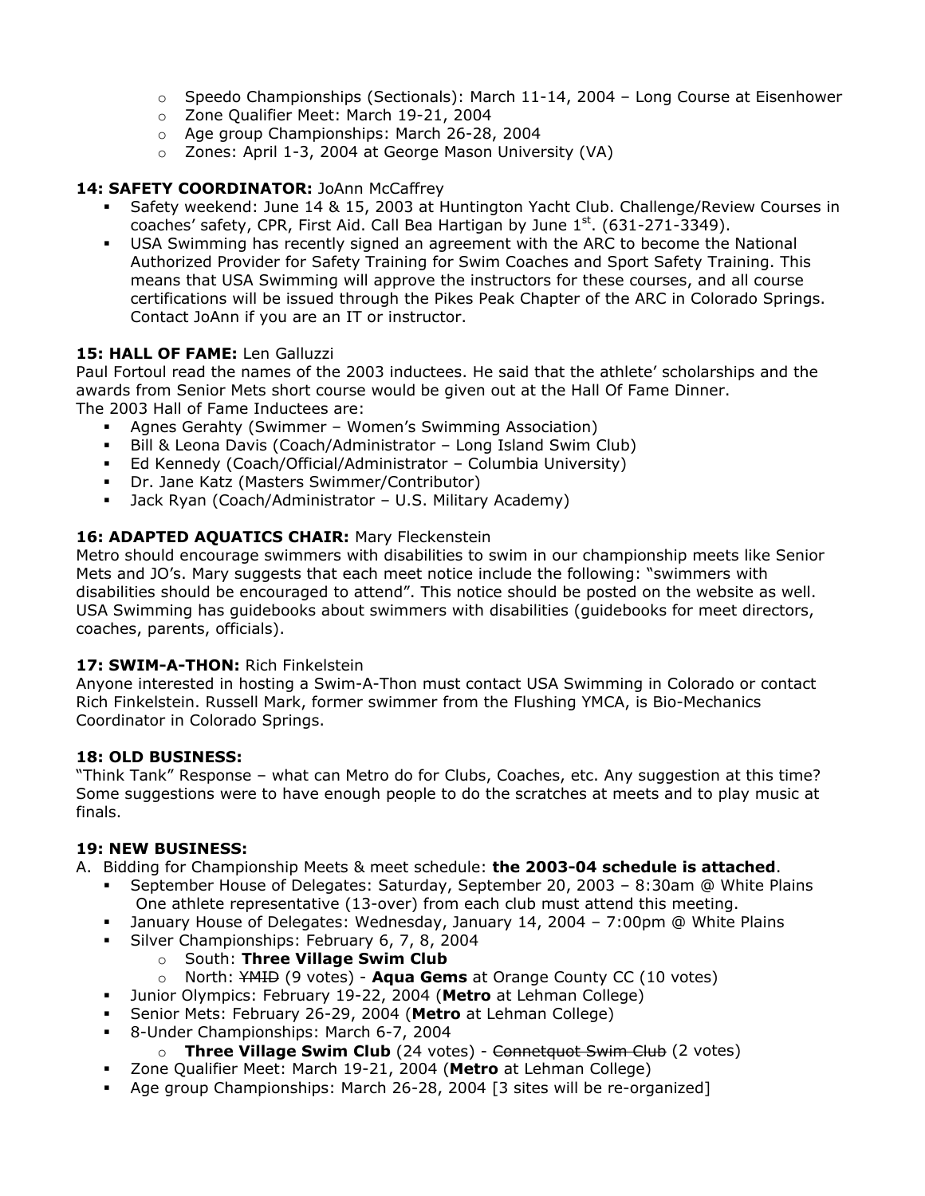- Speedo Championships (Sectionals): March 11-14, 2004 – Long Course at Eisenhower
- Zone Qualifier Meet: March 19-21, 2004
- Age group Championships: March 26-28, 2004
- Zones: April 1-3, 2004 at George Mason University (VA)

**14: SAFETY COORDINATOR:** JoAnn McCaffrey

- Safety weekend: June 14 & 15, 2003 at Huntington Yacht Club. Challenge/Review Courses in coaches' safety, CPR, First Aid. Call Bea Hartigan by June 1st. (631-271-3349).
- USA Swimming has recently signed an agreement with the ARC to become the National Authorized Provider for Safety Training for Swim Coaches and Sport Safety Training. This means that USA Swimming will approve the instructors for these courses, and all course certifications will be issued through the Pikes Peak Chapter of the ARC in Colorado Springs. Contact JoAnn if you are an IT or instructor.

**15: HALL OF FAME:** Len Galluzzi

Paul Fortoul read the names of the 2003 inductees. He said that the athlete' scholarships and the awards from Senior Mets short course would be given out at the Hall Of Fame Dinner.
The 2003 Hall of Fame Inductees are:

- Agnes Gerahty (Swimmer – Women's Swimming Association)
- Bill & Leona Davis (Coach/Administrator – Long Island Swim Club)
- Ed Kennedy (Coach/Official/Administrator – Columbia University)
- Dr. Jane Katz (Masters Swimmer/Contributor)
- Jack Ryan (Coach/Administrator – U.S. Military Academy)

**16: ADAPTED AQUATICS CHAIR:** Mary Fleckenstein

Metro should encourage swimmers with disabilities to swim in our championship meets like Senior Mets and JO's. Mary suggests that each meet notice include the following: "swimmers with disabilities should be encouraged to attend". This notice should be posted on the website as well. USA Swimming has guidebooks about swimmers with disabilities (guidebooks for meet directors, coaches, parents, officials).

**17: SWIM-A-THON:** Rich Finkelstein

Anyone interested in hosting a Swim-A-Thon must contact USA Swimming in Colorado or contact Rich Finkelstein. Russell Mark, former swimmer from the Flushing YMCA, is Bio-Mechanics Coordinator in Colorado Springs.

**18: OLD BUSINESS:**

"Think Tank" Response – what can Metro do for Clubs, Coaches, etc. Any suggestion at this time? Some suggestions were to have enough people to do the scratches at meets and to play music at finals.

**19: NEW BUSINESS:**

A. Bidding for Championship Meets & meet schedule: **the 2003-04 schedule is attached**.

- September House of Delegates: Saturday, September 20, 2003 – 8:30am @ White Plains
  One athlete representative (13-over) from each club must attend this meeting.
- January House of Delegates: Wednesday, January 14, 2004 – 7:00pm @ White Plains
- Silver Championships: February 6, 7, 8, 2004
  - South: **Three Village Swim Club**
  - North: ~~YMID~~ (9 votes) - **Aqua Gems** at Orange County CC (10 votes)
- Junior Olympics: February 19-22, 2004 (**Metro** at Lehman College)
- Senior Mets: February 26-29, 2004 (**Metro** at Lehman College)
- 8-Under Championships: March 6-7, 2004
  - **Three Village Swim Club** (24 votes) - ~~Connetquot Swim Club~~ (2 votes)
- Zone Qualifier Meet: March 19-21, 2004 (**Metro** at Lehman College)
- Age group Championships: March 26-28, 2004 [3 sites will be re-organized]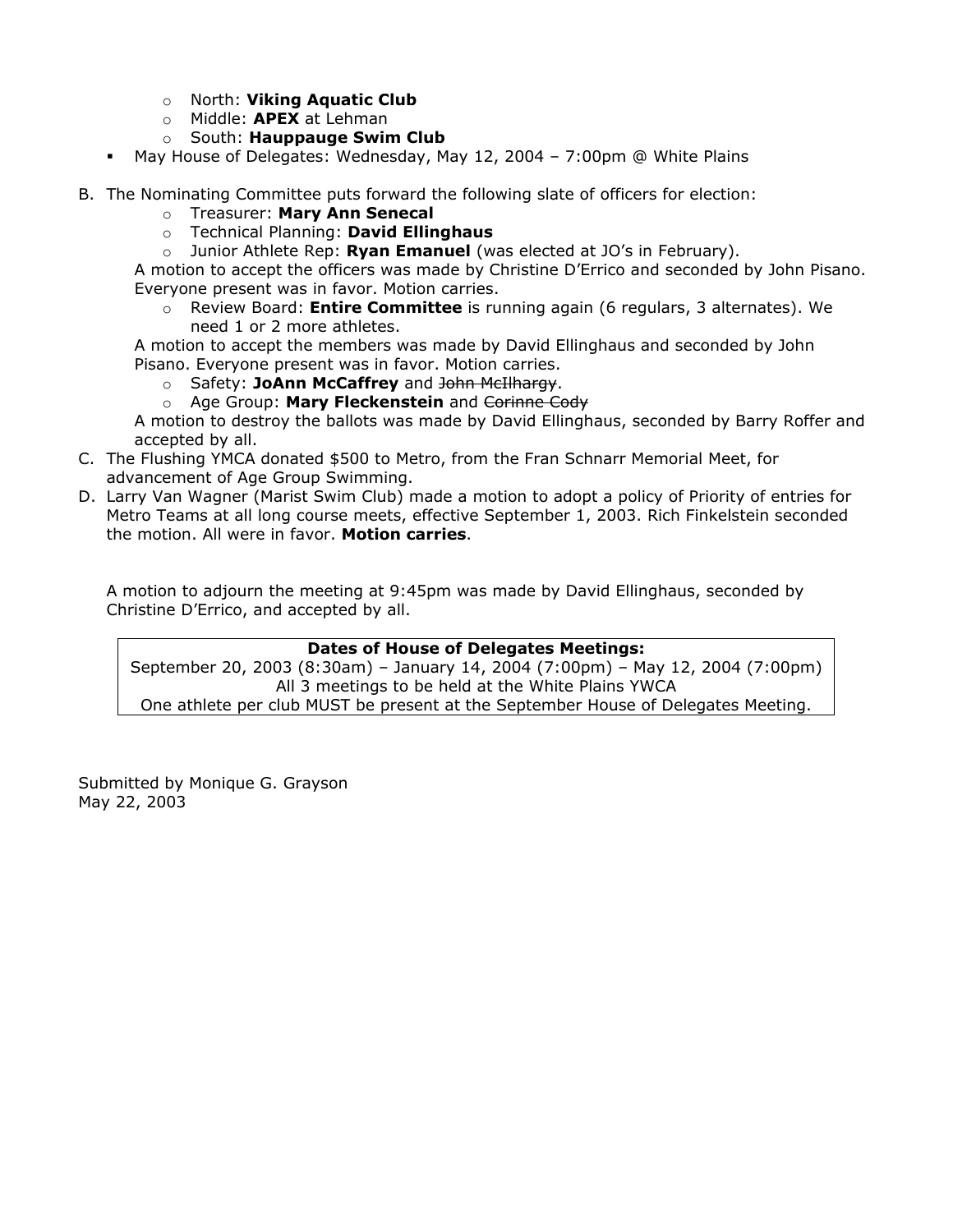- North: **Viking Aquatic Club**
  - Middle: **APEX** at Lehman
  - South: **Hauppauge Swim Club**
- May House of Delegates: Wednesday, May 12, 2004 – 7:00pm @ White Plains

B. The Nominating Committee puts forward the following slate of officers for election:
   - Treasurer: **Mary Ann Senecal**
   - Technical Planning: **David Ellinghaus**
   - Junior Athlete Rep: **Ryan Emanuel** (was elected at JO's in February).

   A motion to accept the officers was made by Christine D'Errico and seconded by John Pisano. Everyone present was in favor. Motion carries.
   - Review Board: **Entire Committee** is running again (6 regulars, 3 alternates). We need 1 or 2 more athletes.

   A motion to accept the members was made by David Ellinghaus and seconded by John Pisano. Everyone present was in favor. Motion carries.
   - Safety: **JoAnn McCaffrey** and ~~John McIlhargy~~.
   - Age Group: **Mary Fleckenstein** and ~~Corinne Cody~~

   A motion to destroy the ballots was made by David Ellinghaus, seconded by Barry Roffer and accepted by all.

C. The Flushing YMCA donated $500 to Metro, from the Fran Schnarr Memorial Meet, for advancement of Age Group Swimming.

D. Larry Van Wagner (Marist Swim Club) made a motion to adopt a policy of Priority of entries for Metro Teams at all long course meets, effective September 1, 2003. Rich Finkelstein seconded the motion. All were in favor. **Motion carries**.

A motion to adjourn the meeting at 9:45pm was made by David Ellinghaus, seconded by Christine D'Errico, and accepted by all.

**Dates of House of Delegates Meetings:**
September 20, 2003 (8:30am) – January 14, 2004 (7:00pm) – May 12, 2004 (7:00pm)
All 3 meetings to be held at the White Plains YWCA
One athlete per club MUST be present at the September House of Delegates Meeting.

Submitted by Monique G. Grayson
May 22, 2003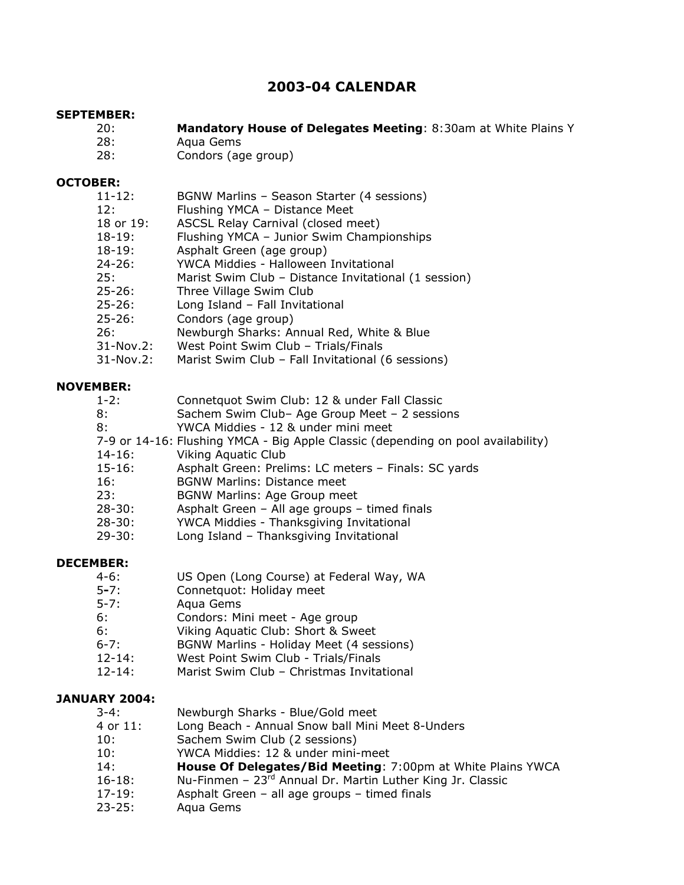# 2003-04 CALENDAR

**SEPTEMBER:**

- 20: **Mandatory House of Delegates Meeting**: 8:30am at White Plains Y
- 28: Aqua Gems
- 28: Condors (age group)

**OCTOBER:**

- 11-12: BGNW Marlins – Season Starter (4 sessions)
- 12: Flushing YMCA – Distance Meet
- 18 or 19: ASCSL Relay Carnival (closed meet)
- 18-19: Flushing YMCA – Junior Swim Championships
- 18-19: Asphalt Green (age group)
- 24-26: YWCA Middies - Halloween Invitational
- 25: Marist Swim Club – Distance Invitational (1 session)
- 25-26: Three Village Swim Club
- 25-26: Long Island – Fall Invitational
- 25-26: Condors (age group)
- 26: Newburgh Sharks: Annual Red, White & Blue
- 31-Nov.2: West Point Swim Club – Trials/Finals
- 31-Nov.2: Marist Swim Club – Fall Invitational (6 sessions)

**NOVEMBER:**

- 1-2: Connetquot Swim Club: 12 & under Fall Classic
- 8: Sachem Swim Club– Age Group Meet – 2 sessions
- 8: YWCA Middies - 12 & under mini meet
- 7-9 or 14-16: Flushing YMCA - Big Apple Classic (depending on pool availability)
- 14-16: Viking Aquatic Club
- 15-16: Asphalt Green: Prelims: LC meters – Finals: SC yards
- 16: BGNW Marlins: Distance meet
- 23: BGNW Marlins: Age Group meet
- 28-30: Asphalt Green – All age groups – timed finals
- 28-30: YWCA Middies - Thanksgiving Invitational
- 29-30: Long Island – Thanksgiving Invitational

**DECEMBER:**

- 4-6: US Open (Long Course) at Federal Way, WA
- 5-7: Connetquot: Holiday meet
- 5-7: Aqua Gems
- 6: Condors: Mini meet - Age group
- 6: Viking Aquatic Club: Short & Sweet
- 6-7: BGNW Marlins - Holiday Meet (4 sessions)
- 12-14: West Point Swim Club - Trials/Finals
- 12-14: Marist Swim Club – Christmas Invitational

**JANUARY 2004:**

- 3-4: Newburgh Sharks - Blue/Gold meet
- 4 or 11: Long Beach - Annual Snow ball Mini Meet 8-Unders
- 10: Sachem Swim Club (2 sessions)
- 10: YWCA Middies: 12 & under mini-meet
- 14: **House Of Delegates/Bid Meeting**: 7:00pm at White Plains YWCA
- 16-18: Nu-Finmen – 23rd Annual Dr. Martin Luther King Jr. Classic
- 17-19: Asphalt Green – all age groups – timed finals
- 23-25: Aqua Gems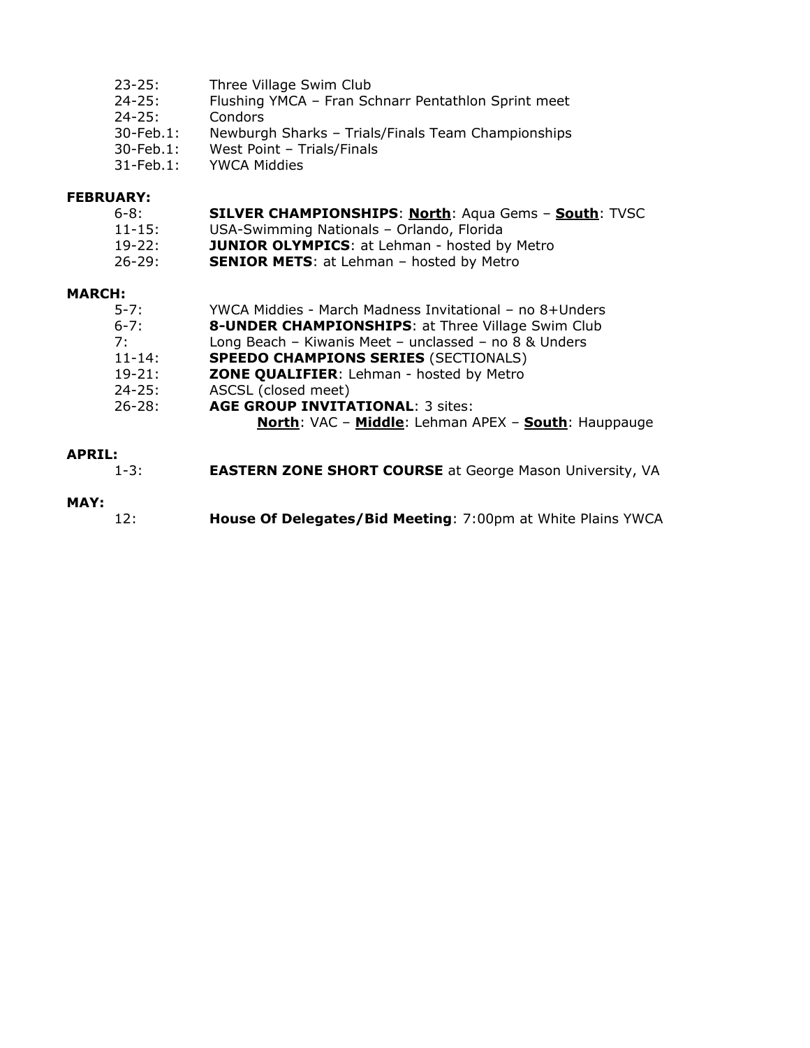23-25: Three Village Swim Club
24-25: Flushing YMCA – Fran Schnarr Pentathlon Sprint meet
24-25: Condors
30-Feb.1: Newburgh Sharks – Trials/Finals Team Championships
30-Feb.1: West Point – Trials/Finals
31-Feb.1: YWCA Middies

**FEBRUARY:**

6-8: **SILVER CHAMPIONSHIPS**: **North**: Aqua Gems – **South**: TVSC
11-15: USA-Swimming Nationals – Orlando, Florida
19-22: **JUNIOR OLYMPICS**: at Lehman - hosted by Metro
26-29: **SENIOR METS**: at Lehman – hosted by Metro

**MARCH:**

5-7: YWCA Middies - March Madness Invitational – no 8+Unders
6-7: **8-UNDER CHAMPIONSHIPS**: at Three Village Swim Club
7: Long Beach – Kiwanis Meet – unclassed – no 8 & Unders
11-14: **SPEEDO CHAMPIONS SERIES** (SECTIONALS)
19-21: **ZONE QUALIFIER**: Lehman - hosted by Metro
24-25: ASCSL (closed meet)
26-28: **AGE GROUP INVITATIONAL**: 3 sites:
**North**: VAC – **Middle**: Lehman APEX – **South**: Hauppauge

**APRIL:**

1-3: **EASTERN ZONE SHORT COURSE** at George Mason University, VA

**MAY:**

12: **House Of Delegates/Bid Meeting**: 7:00pm at White Plains YWCA